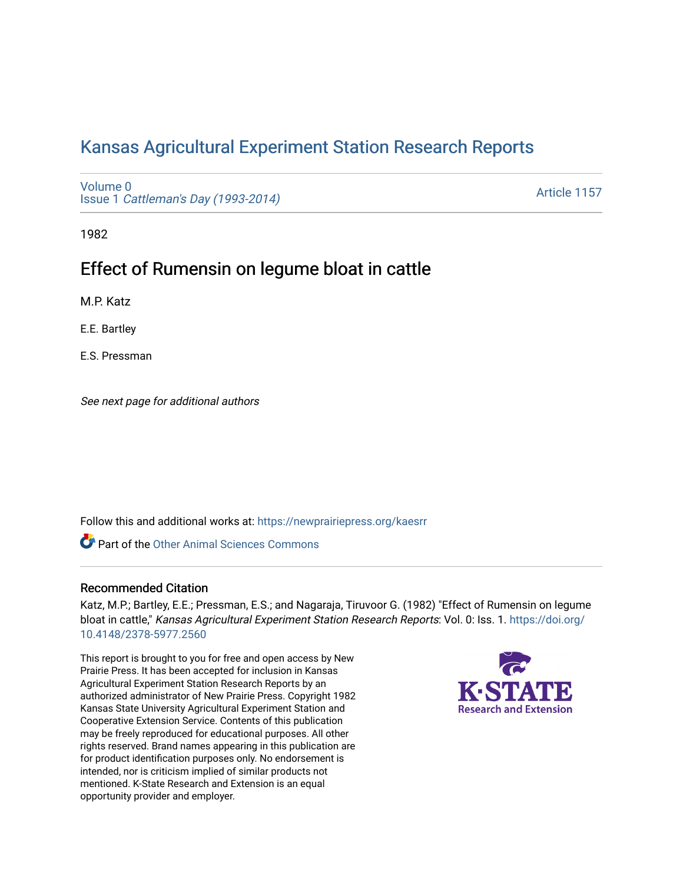# Kansas Agricultural Experiment Station Research Reports

Volume 0
Issue 1 *Cattleman's Day (1993-2014)*

Article 1157

1982

## Effect of Rumensin on legume bloat in cattle

M.P. Katz

E.E. Bartley

E.S. Pressman

*See next page for additional authors*

Follow this and additional works at: https://newprairiepress.org/kaesrr

Part of the Other Animal Sciences Commons

### Recommended Citation

Katz, M.P.; Bartley, E.E.; Pressman, E.S.; and Nagaraja, Tiruvoor G. (1982) "Effect of Rumensin on legume bloat in cattle," *Kansas Agricultural Experiment Station Research Reports*: Vol. 0: Iss. 1. https://doi.org/10.4148/2378-5977.2560

This report is brought to you for free and open access by New Prairie Press. It has been accepted for inclusion in Kansas Agricultural Experiment Station Research Reports by an authorized administrator of New Prairie Press. Copyright 1982 Kansas State University Agricultural Experiment Station and Cooperative Extension Service. Contents of this publication may be freely reproduced for educational purposes. All other rights reserved. Brand names appearing in this publication are for product identification purposes only. No endorsement is intended, nor is criticism implied of similar products not mentioned. K-State Research and Extension is an equal opportunity provider and employer.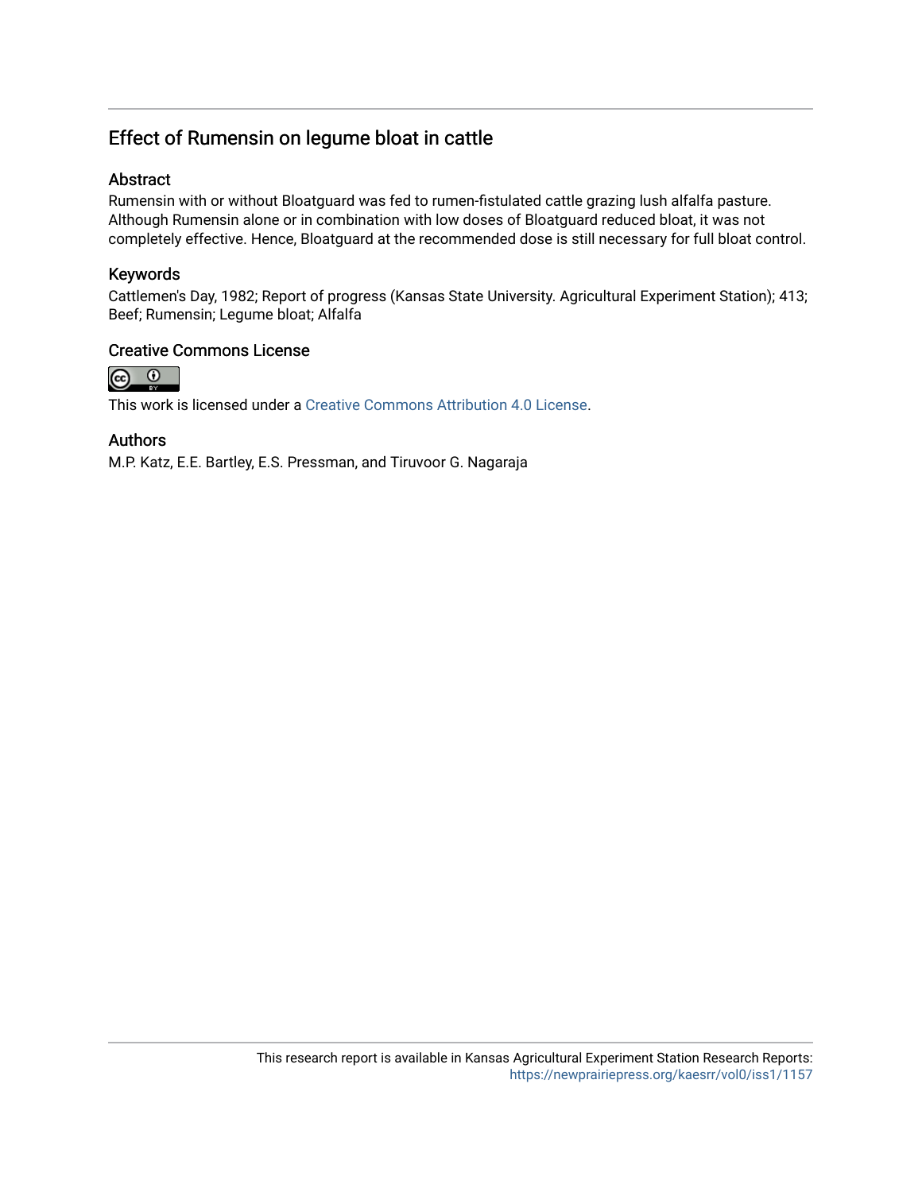# Effect of Rumensin on legume bloat in cattle

## Abstract

Rumensin with or without Bloatguard was fed to rumen-fistulated cattle grazing lush alfalfa pasture. Although Rumensin alone or in combination with low doses of Bloatguard reduced bloat, it was not completely effective. Hence, Bloatguard at the recommended dose is still necessary for full bloat control.

## Keywords

Cattlemen's Day, 1982; Report of progress (Kansas State University. Agricultural Experiment Station); 413; Beef; Rumensin; Legume bloat; Alfalfa

## Creative Commons License

This work is licensed under a Creative Commons Attribution 4.0 License.

## Authors

M.P. Katz, E.E. Bartley, E.S. Pressman, and Tiruvoor G. Nagaraja

This research report is available in Kansas Agricultural Experiment Station Research Reports: https://newprairiepress.org/kaesrr/vol0/iss1/1157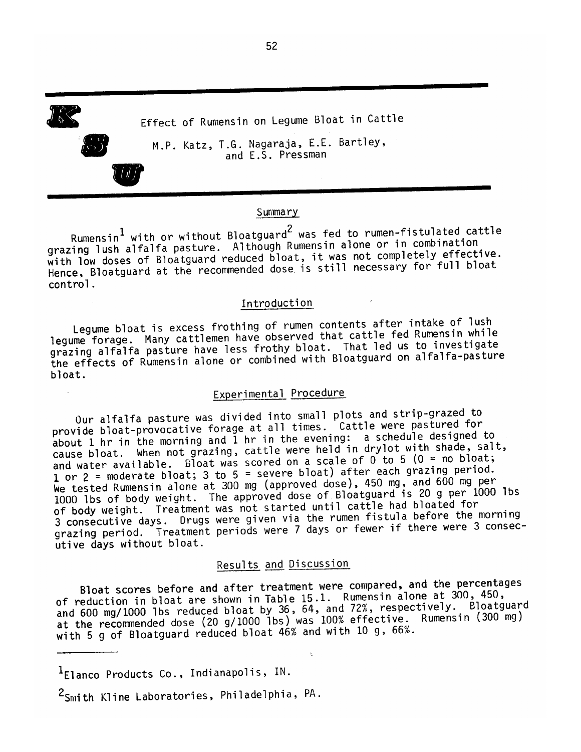# Effect of Rumensin on Legume Bloat in Cattle

M.P. Katz, T.G. Nagaraja, E.E. Bartley, and E.S. Pressman

## Summary

Rumensin[1] with or without Bloatguard[2] was fed to rumen-fistulated cattle grazing lush alfalfa pasture. Although Rumensin alone or in combination with low doses of Bloatguard reduced bloat, it was not completely effective. Hence, Bloatguard at the recommended dose is still necessary for full bloat control.

## Introduction

Legume bloat is excess frothing of rumen contents after intake of lush legume forage. Many cattlemen have observed that cattle fed Rumensin while grazing alfalfa pasture have less frothy bloat. That led us to investigate the effects of Rumensin alone or combined with Bloatguard on alfalfa-pasture bloat.

## Experimental Procedure

Our alfalfa pasture was divided into small plots and strip-grazed to provide bloat-provocative forage at all times. Cattle were pastured for about 1 hr in the morning and 1 hr in the evening: a schedule designed to cause bloat. When not grazing, cattle were held in drylot with shade, salt, and water available. Bloat was scored on a scale of 0 to 5 (0 = no bloat; 1 or 2 = moderate bloat; 3 to 5 = severe bloat) after each grazing period. We tested Rumensin alone at 300 mg (approved dose), 450 mg, and 600 mg per 1000 lbs of body weight. The approved dose of Bloatguard is 20 g per 1000 lbs of body weight. Treatment was not started until cattle had bloated for 3 consecutive days. Drugs were given via the rumen fistula before the morning grazing period. Treatment periods were 7 days or fewer if there were 3 consecutive days without bloat.

## Results and Discussion

Bloat scores before and after treatment were compared, and the percentages of reduction in bloat are shown in Table 15.1. Rumensin alone at 300, 450, and 600 mg/1000 lbs reduced bloat by 36, 64, and 72%, respectively. Bloatguard at the recommended dose (20 g/1000 lbs) was 100% effective. Rumensin (300 mg) with 5 g of Bloatguard reduced bloat 46% and with 10 g, 66%.

---

[1] Elanco Products Co., Indianapolis, IN.

[2] Smith Kline Laboratories, Philadelphia, PA.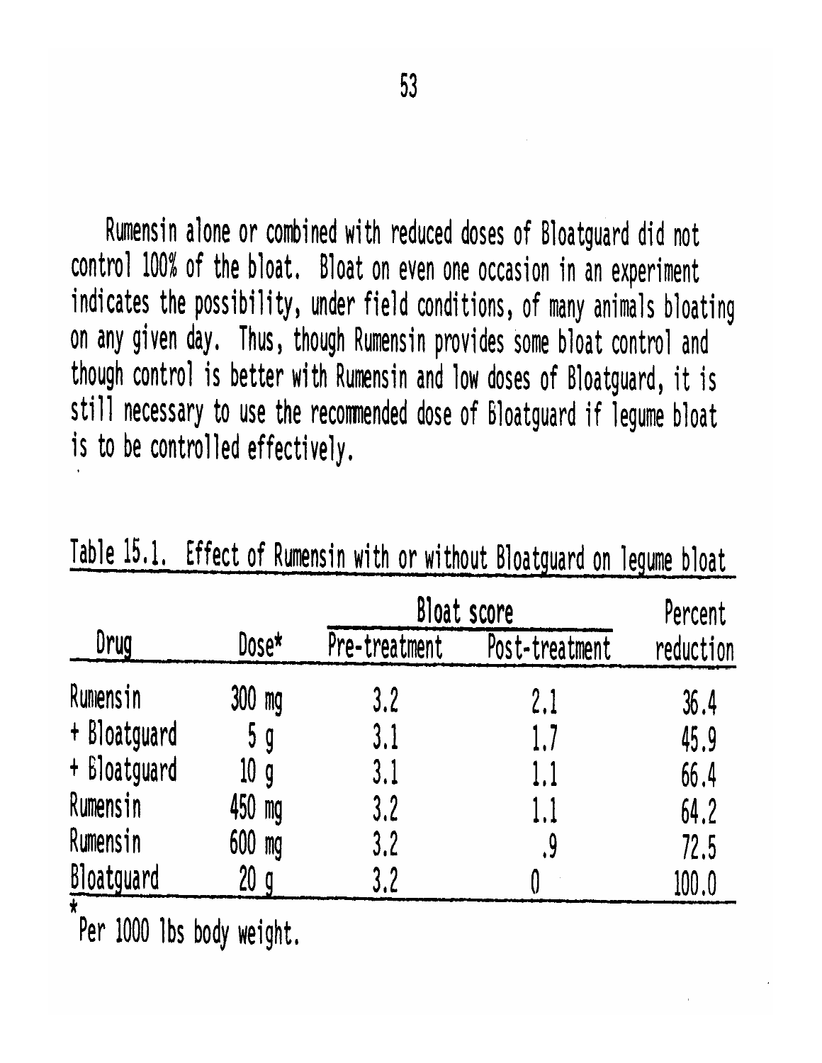Rumensin alone or combined with reduced doses of Bloatguard did not control 100% of the bloat. Bloat on even one occasion in an experiment indicates the possibility, under field conditions, of many animals bloating on any given day. Thus, though Rumensin provides some bloat control and though control is better with Rumensin and low doses of Bloatguard, it is still necessary to use the recommended dose of Bloatguard if legume bloat is to be controlled effectively.

Table 15.1. Effect of Rumensin with or without Bloatguard on legume bloat

| Drug | Dose* | Bloat score | | Percent |
|---|---|---|---|---|
| | | Pre-treatment | Post-treatment | reduction |
| Rumensin | 300 mg | 3.2 | 2.1 | 36.4 |
| + Bloatguard | 5 g | 3.1 | 1.7 | 45.9 |
| + Bloatguard | 10 g | 3.1 | 1.1 | 66.4 |
| Rumensin | 450 mg | 3.2 | 1.1 | 64.2 |
| Rumensin | 600 mg | 3.2 | .9 | 72.5 |
| Bloatguard | 20 g | 3.2 | 0 | 100.0 |

*Per 1000 lbs body weight.